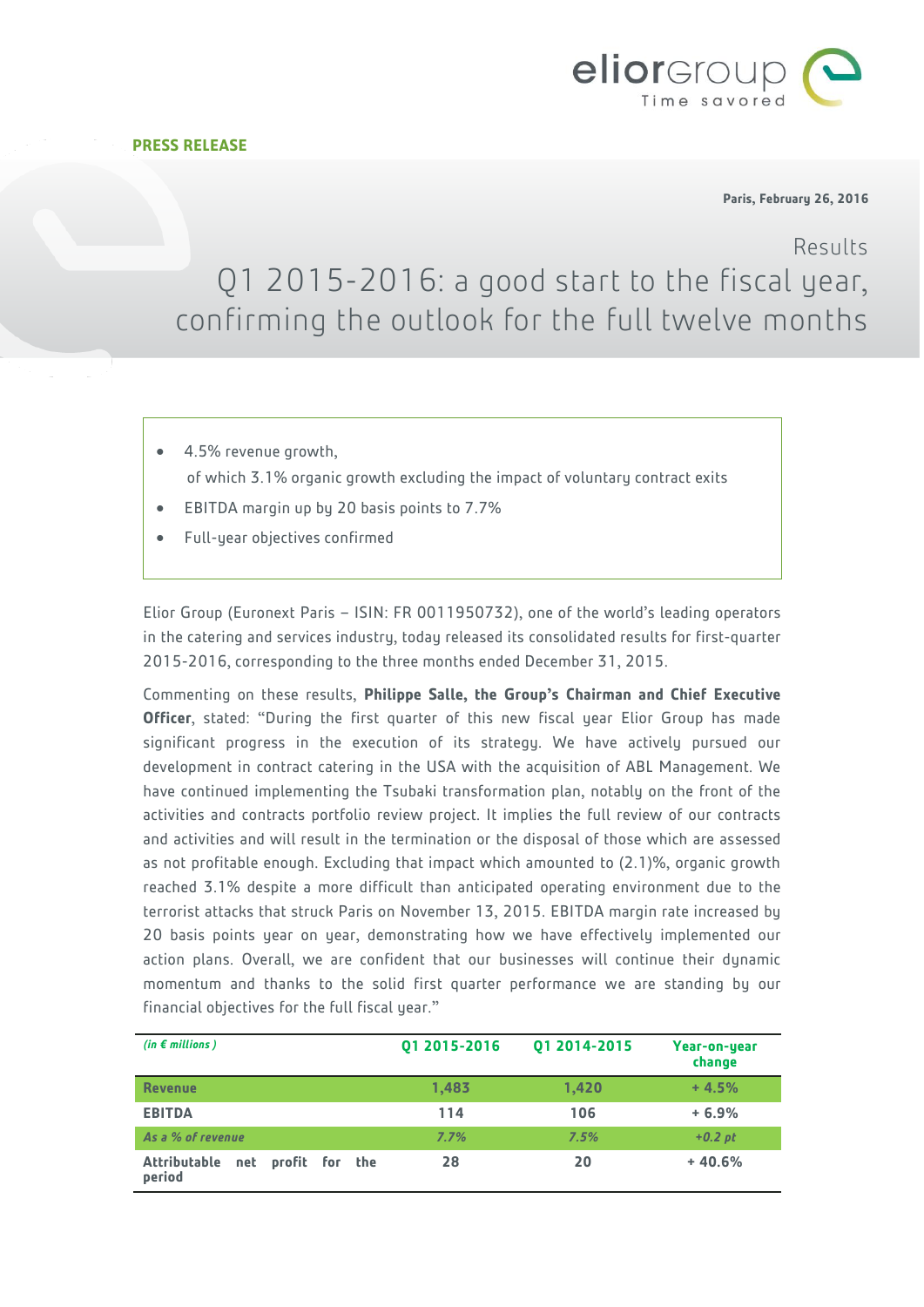**PRESS RELEASE**

**Paris, February 26, 2016**

# Results

# Q1 2015-2016: a good start to the fiscal year, confirming the outlook for the full twelve months

- 4.5% revenue growth,
  of which 3.1% organic growth excluding the impact of voluntary contract exits
- EBITDA margin up by 20 basis points to 7.7%
- Full-year objectives confirmed

Elior Group (Euronext Paris – ISIN: FR 0011950732), one of the world's leading operators in the catering and services industry, today released its consolidated results for first-quarter 2015-2016, corresponding to the three months ended December 31, 2015.

Commenting on these results, **Philippe Salle, the Group's Chairman and Chief Executive Officer**, stated: "During the first quarter of this new fiscal year Elior Group has made significant progress in the execution of its strategy. We have actively pursued our development in contract catering in the USA with the acquisition of ABL Management. We have continued implementing the Tsubaki transformation plan, notably on the front of the activities and contracts portfolio review project. It implies the full review of our contracts and activities and will result in the termination or the disposal of those which are assessed as not profitable enough. Excluding that impact which amounted to (2.1)%, organic growth reached 3.1% despite a more difficult than anticipated operating environment due to the terrorist attacks that struck Paris on November 13, 2015. EBITDA margin rate increased by 20 basis points year on year, demonstrating how we have effectively implemented our action plans. Overall, we are confident that our businesses will continue their dynamic momentum and thanks to the solid first quarter performance we are standing by our financial objectives for the full fiscal year."

| *(in € millions )* | Q1 2015-2016 | Q1 2014-2015 | Year-on-year change |
|---|---|---|---|
| **Revenue** | **1,483** | **1,420** | **+ 4.5%** |
| **EBITDA** | **114** | **106** | **+ 6.9%** |
| *As a % of revenue* | *7.7%* | *7.5%* | *+0.2 pt* |
| **Attributable net profit for the period** | **28** | **20** | **+ 40.6%** |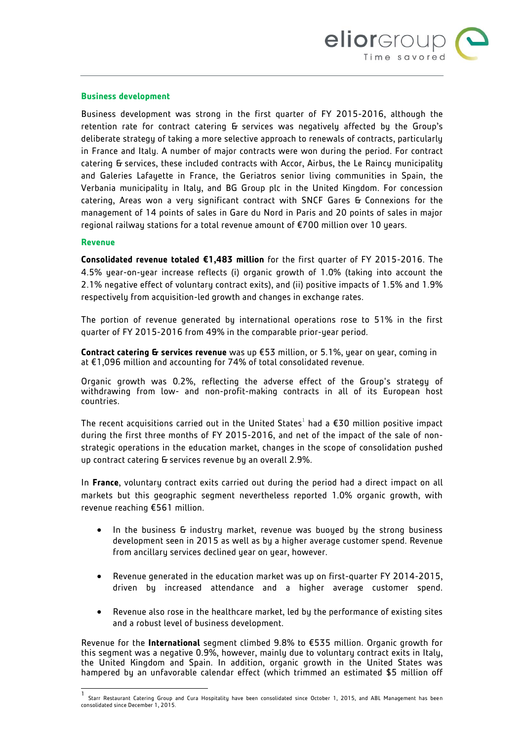## Business development

Business development was strong in the first quarter of FY 2015-2016, although the retention rate for contract catering & services was negatively affected by the Group's deliberate strategy of taking a more selective approach to renewals of contracts, particularly in France and Italy. A number of major contracts were won during the period. For contract catering & services, these included contracts with Accor, Airbus, the Le Raincy municipality and Galeries Lafayette in France, the Geriatros senior living communities in Spain, the Verbania municipality in Italy, and BG Group plc in the United Kingdom. For concession catering, Areas won a very significant contract with SNCF Gares & Connexions for the management of 14 points of sales in Gare du Nord in Paris and 20 points of sales in major regional railway stations for a total revenue amount of €700 million over 10 years.

## Revenue

**Consolidated revenue totaled €1,483 million** for the first quarter of FY 2015-2016. The 4.5% year-on-year increase reflects (i) organic growth of 1.0% (taking into account the 2.1% negative effect of voluntary contract exits), and (ii) positive impacts of 1.5% and 1.9% respectively from acquisition-led growth and changes in exchange rates.

The portion of revenue generated by international operations rose to 51% in the first quarter of FY 2015-2016 from 49% in the comparable prior-year period.

**Contract catering & services revenue** was up €53 million, or 5.1%, year on year, coming in at €1,096 million and accounting for 74% of total consolidated revenue.

Organic growth was 0.2%, reflecting the adverse effect of the Group's strategy of withdrawing from low- and non-profit-making contracts in all of its European host countries.

The recent acquisitions carried out in the United States[1] had a €30 million positive impact during the first three months of FY 2015-2016, and net of the impact of the sale of non-strategic operations in the education market, changes in the scope of consolidation pushed up contract catering & services revenue by an overall 2.9%.

In **France**, voluntary contract exits carried out during the period had a direct impact on all markets but this geographic segment nevertheless reported 1.0% organic growth, with revenue reaching €561 million.

- In the business & industry market, revenue was buoyed by the strong business development seen in 2015 as well as by a higher average customer spend. Revenue from ancillary services declined year on year, however.
- Revenue generated in the education market was up on first-quarter FY 2014-2015, driven by increased attendance and a higher average customer spend.
- Revenue also rose in the healthcare market, led by the performance of existing sites and a robust level of business development.

Revenue for the **International** segment climbed 9.8% to €535 million. Organic growth for this segment was a negative 0.9%, however, mainly due to voluntary contract exits in Italy, the United Kingdom and Spain. In addition, organic growth in the United States was hampered by an unfavorable calendar effect (which trimmed an estimated $5 million off

[1] Starr Restaurant Catering Group and Cura Hospitality have been consolidated since October 1, 2015, and ABL Management has been consolidated since December 1, 2015.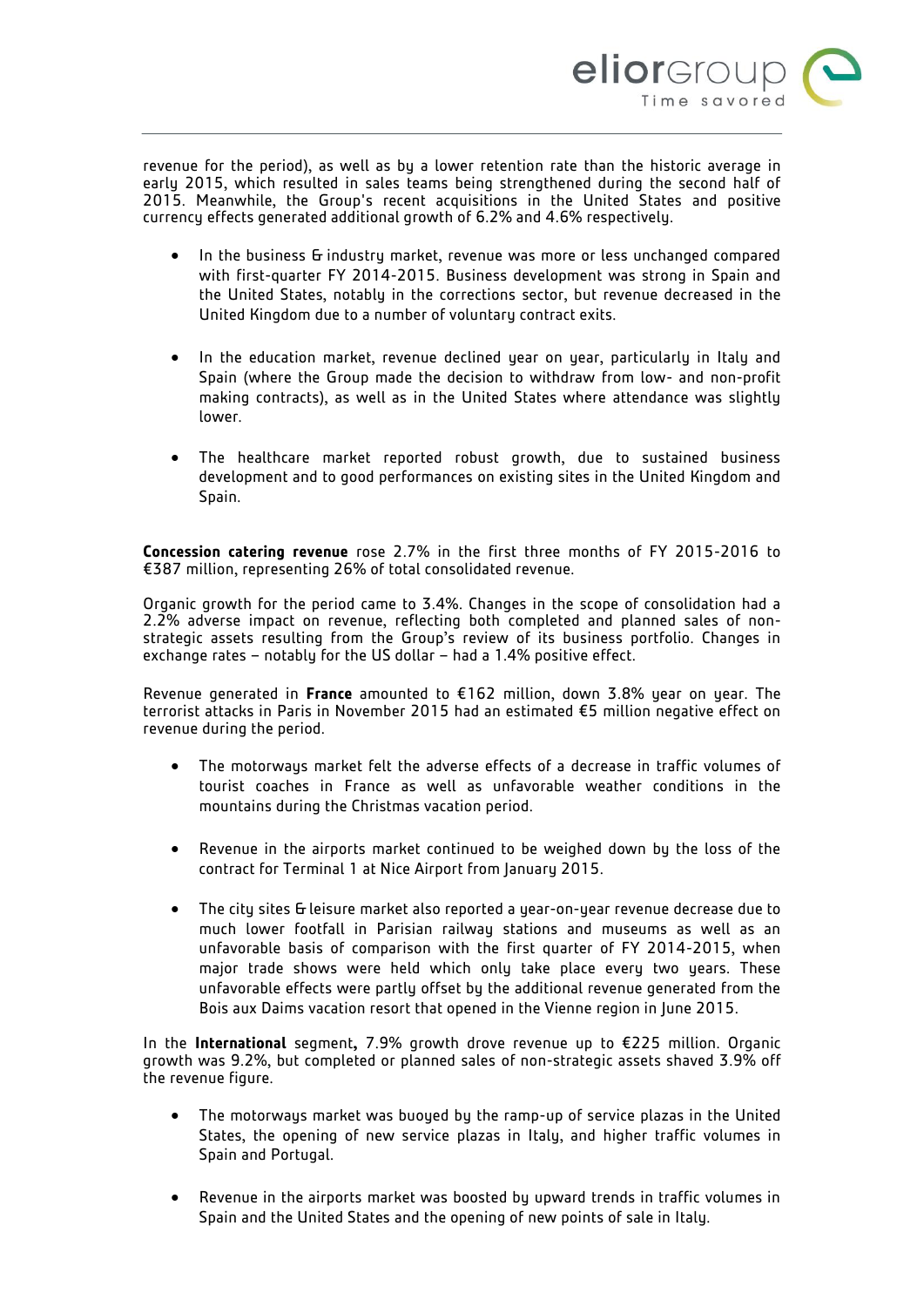revenue for the period), as well as by a lower retention rate than the historic average in early 2015, which resulted in sales teams being strengthened during the second half of 2015. Meanwhile, the Group's recent acquisitions in the United States and positive currency effects generated additional growth of 6.2% and 4.6% respectively.

- In the business & industry market, revenue was more or less unchanged compared with first-quarter FY 2014-2015. Business development was strong in Spain and the United States, notably in the corrections sector, but revenue decreased in the United Kingdom due to a number of voluntary contract exits.
- In the education market, revenue declined year on year, particularly in Italy and Spain (where the Group made the decision to withdraw from low- and non-profit making contracts), as well as in the United States where attendance was slightly lower.
- The healthcare market reported robust growth, due to sustained business development and to good performances on existing sites in the United Kingdom and Spain.

**Concession catering revenue** rose 2.7% in the first three months of FY 2015-2016 to €387 million, representing 26% of total consolidated revenue.

Organic growth for the period came to 3.4%. Changes in the scope of consolidation had a 2.2% adverse impact on revenue, reflecting both completed and planned sales of non-strategic assets resulting from the Group's review of its business portfolio. Changes in exchange rates – notably for the US dollar – had a 1.4% positive effect.

Revenue generated in **France** amounted to €162 million, down 3.8% year on year. The terrorist attacks in Paris in November 2015 had an estimated €5 million negative effect on revenue during the period.

- The motorways market felt the adverse effects of a decrease in traffic volumes of tourist coaches in France as well as unfavorable weather conditions in the mountains during the Christmas vacation period.
- Revenue in the airports market continued to be weighed down by the loss of the contract for Terminal 1 at Nice Airport from January 2015.
- The city sites & leisure market also reported a year-on-year revenue decrease due to much lower footfall in Parisian railway stations and museums as well as an unfavorable basis of comparison with the first quarter of FY 2014-2015, when major trade shows were held which only take place every two years. These unfavorable effects were partly offset by the additional revenue generated from the Bois aux Daims vacation resort that opened in the Vienne region in June 2015.

In the **International** segment**,** 7.9% growth drove revenue up to €225 million. Organic growth was 9.2%, but completed or planned sales of non-strategic assets shaved 3.9% off the revenue figure.

- The motorways market was buoyed by the ramp-up of service plazas in the United States, the opening of new service plazas in Italy, and higher traffic volumes in Spain and Portugal.
- Revenue in the airports market was boosted by upward trends in traffic volumes in Spain and the United States and the opening of new points of sale in Italy.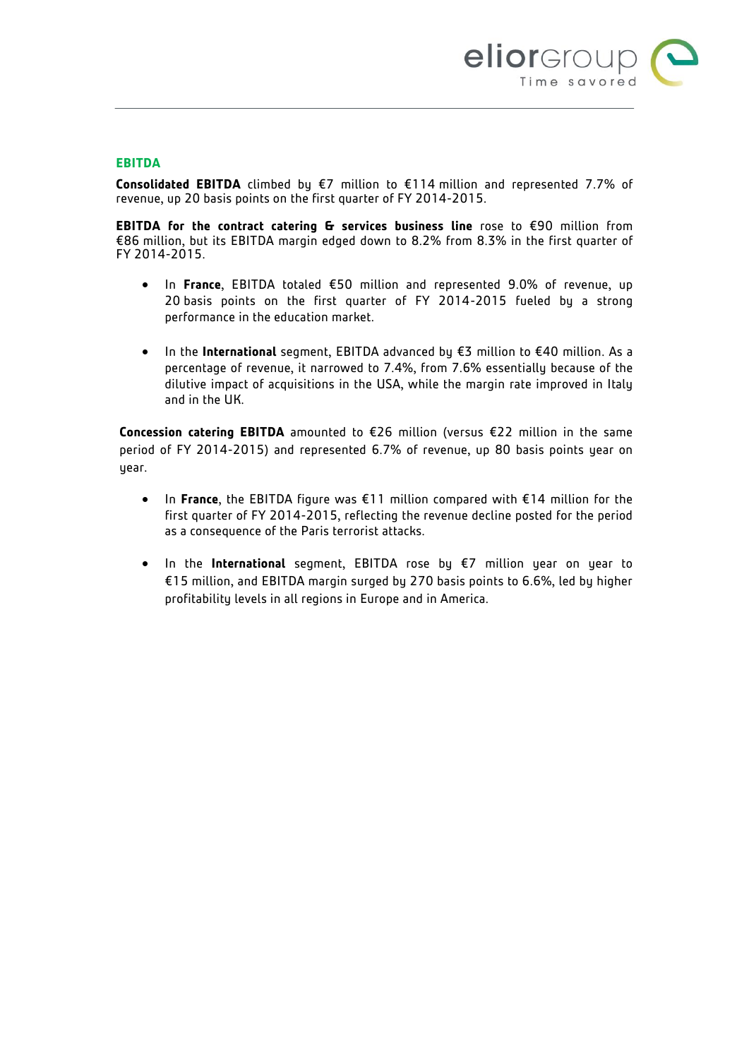## EBITDA

**Consolidated EBITDA** climbed by €7 million to €114 million and represented 7.7% of revenue, up 20 basis points on the first quarter of FY 2014-2015.

**EBITDA for the contract catering & services business line** rose to €90 million from €86 million, but its EBITDA margin edged down to 8.2% from 8.3% in the first quarter of FY 2014-2015.

- In **France**, EBITDA totaled €50 million and represented 9.0% of revenue, up 20 basis points on the first quarter of FY 2014-2015 fueled by a strong performance in the education market.

- In the **International** segment, EBITDA advanced by €3 million to €40 million. As a percentage of revenue, it narrowed to 7.4%, from 7.6% essentially because of the dilutive impact of acquisitions in the USA, while the margin rate improved in Italy and in the UK.

**Concession catering EBITDA** amounted to €26 million (versus €22 million in the same period of FY 2014-2015) and represented 6.7% of revenue, up 80 basis points year on year.

- In **France**, the EBITDA figure was €11 million compared with €14 million for the first quarter of FY 2014-2015, reflecting the revenue decline posted for the period as a consequence of the Paris terrorist attacks.

- In the **International** segment, EBITDA rose by €7 million year on year to €15 million, and EBITDA margin surged by 270 basis points to 6.6%, led by higher profitability levels in all regions in Europe and in America.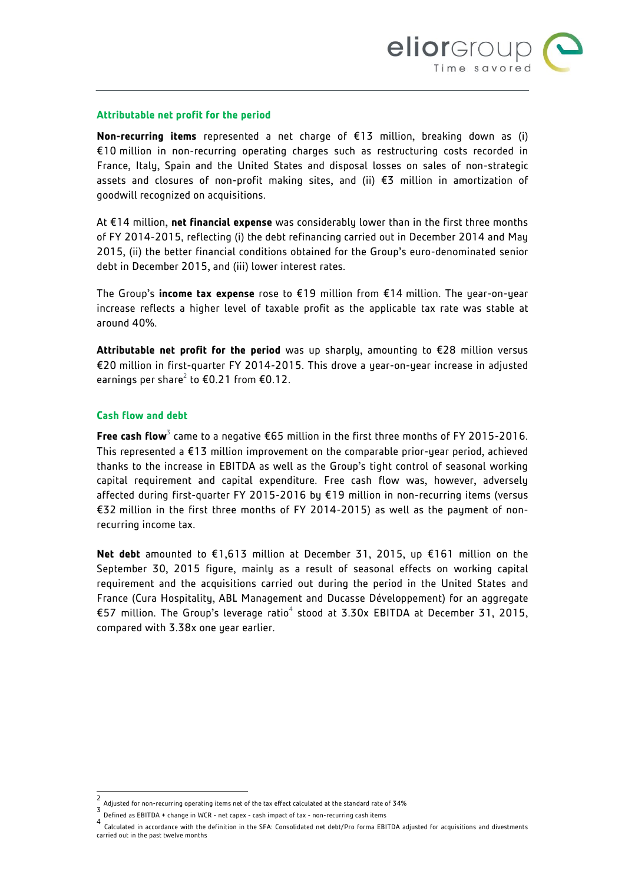### Attributable net profit for the period

**Non-recurring items** represented a net charge of €13 million, breaking down as (i) €10 million in non-recurring operating charges such as restructuring costs recorded in France, Italy, Spain and the United States and disposal losses on sales of non-strategic assets and closures of non-profit making sites, and (ii) €3 million in amortization of goodwill recognized on acquisitions.

At €14 million, **net financial expense** was considerably lower than in the first three months of FY 2014-2015, reflecting (i) the debt refinancing carried out in December 2014 and May 2015, (ii) the better financial conditions obtained for the Group's euro-denominated senior debt in December 2015, and (iii) lower interest rates.

The Group's **income tax expense** rose to €19 million from €14 million. The year-on-year increase reflects a higher level of taxable profit as the applicable tax rate was stable at around 40%.

**Attributable net profit for the period** was up sharply, amounting to €28 million versus €20 million in first-quarter FY 2014-2015. This drove a year-on-year increase in adjusted earnings per share[2] to €0.21 from €0.12.

### Cash flow and debt

**Free cash flow**[3] came to a negative €65 million in the first three months of FY 2015-2016. This represented a €13 million improvement on the comparable prior-year period, achieved thanks to the increase in EBITDA as well as the Group's tight control of seasonal working capital requirement and capital expenditure. Free cash flow was, however, adversely affected during first-quarter FY 2015-2016 by €19 million in non-recurring items (versus €32 million in the first three months of FY 2014-2015) as well as the payment of non-recurring income tax.

**Net debt** amounted to €1,613 million at December 31, 2015, up €161 million on the September 30, 2015 figure, mainly as a result of seasonal effects on working capital requirement and the acquisitions carried out during the period in the United States and France (Cura Hospitality, ABL Management and Ducasse Développement) for an aggregate €57 million. The Group's leverage ratio[4] stood at 3.30x EBITDA at December 31, 2015, compared with 3.38x one year earlier.

---

[2] Adjusted for non-recurring operating items net of the tax effect calculated at the standard rate of 34%

[3] Defined as EBITDA + change in WCR - net capex - cash impact of tax - non-recurring cash items

[4] Calculated in accordance with the definition in the SFA: Consolidated net debt/Pro forma EBITDA adjusted for acquisitions and divestments carried out in the past twelve months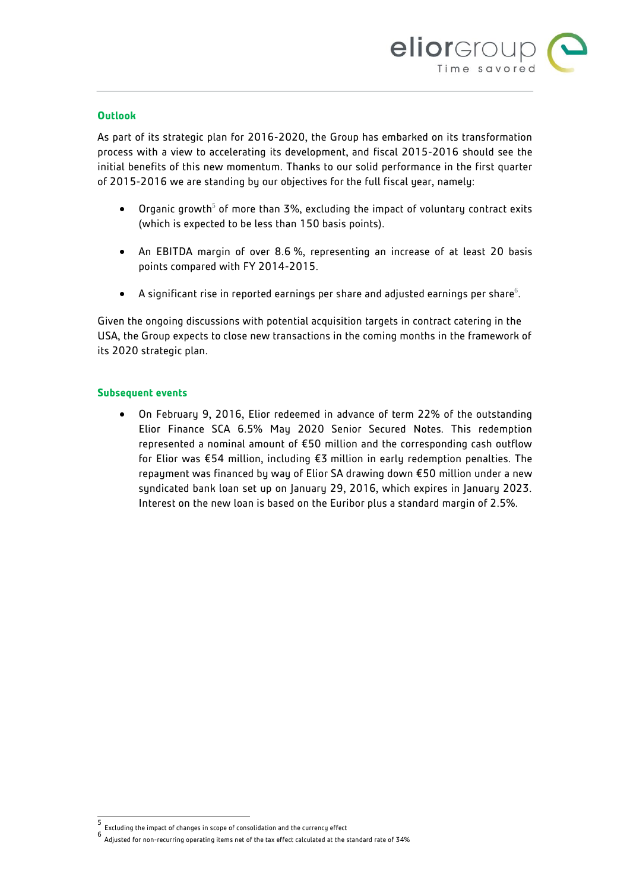## Outlook

As part of its strategic plan for 2016-2020, the Group has embarked on its transformation process with a view to accelerating its development, and fiscal 2015-2016 should see the initial benefits of this new momentum. Thanks to our solid performance in the first quarter of 2015-2016 we are standing by our objectives for the full fiscal year, namely:

- Organic growth[5] of more than 3%, excluding the impact of voluntary contract exits (which is expected to be less than 150 basis points).
- An EBITDA margin of over 8.6 %, representing an increase of at least 20 basis points compared with FY 2014-2015.
- A significant rise in reported earnings per share and adjusted earnings per share[6].

Given the ongoing discussions with potential acquisition targets in contract catering in the USA, the Group expects to close new transactions in the coming months in the framework of its 2020 strategic plan.

## Subsequent events

- On February 9, 2016, Elior redeemed in advance of term 22% of the outstanding Elior Finance SCA 6.5% May 2020 Senior Secured Notes. This redemption represented a nominal amount of €50 million and the corresponding cash outflow for Elior was €54 million, including €3 million in early redemption penalties. The repayment was financed by way of Elior SA drawing down €50 million under a new syndicated bank loan set up on January 29, 2016, which expires in January 2023. Interest on the new loan is based on the Euribor plus a standard margin of 2.5%.

---

[5] Excluding the impact of changes in scope of consolidation and the currency effect

[6] Adjusted for non-recurring operating items net of the tax effect calculated at the standard rate of 34%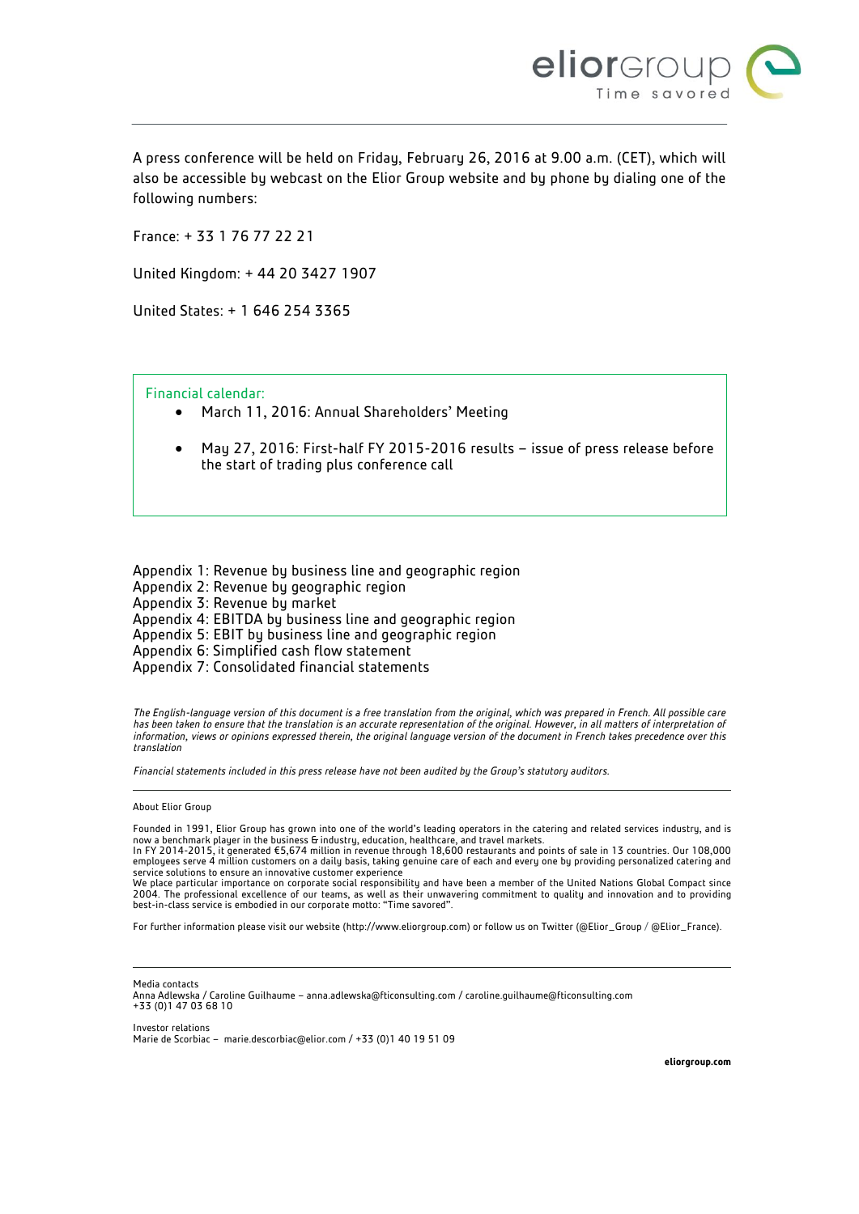A press conference will be held on Friday, February 26, 2016 at 9.00 a.m. (CET), which will also be accessible by webcast on the Elior Group website and by phone by dialing one of the following numbers:

France: + 33 1 76 77 22 21

United Kingdom: + 44 20 3427 1907

United States: + 1 646 254 3365

Financial calendar:

- March 11, 2016: Annual Shareholders' Meeting
- May 27, 2016: First-half FY 2015-2016 results – issue of press release before the start of trading plus conference call

Appendix 1: Revenue by business line and geographic region
Appendix 2: Revenue by geographic region
Appendix 3: Revenue by market
Appendix 4: EBITDA by business line and geographic region
Appendix 5: EBIT by business line and geographic region
Appendix 6: Simplified cash flow statement
Appendix 7: Consolidated financial statements

*The English-language version of this document is a free translation from the original, which was prepared in French. All possible care has been taken to ensure that the translation is an accurate representation of the original. However, in all matters of interpretation of information, views or opinions expressed therein, the original language version of the document in French takes precedence over this translation*

*Financial statements included in this press release have not been audited by the Group's statutory auditors.*

---

About Elior Group

Founded in 1991, Elior Group has grown into one of the world's leading operators in the catering and related services industry, and is now a benchmark player in the business & industry, education, healthcare, and travel markets.
In FY 2014-2015, it generated €5,674 million in revenue through 18,600 restaurants and points of sale in 13 countries. Our 108,000 employees serve 4 million customers on a daily basis, taking genuine care of each and every one by providing personalized catering and service solutions to ensure an innovative customer experience
We place particular importance on corporate social responsibility and have been a member of the United Nations Global Compact since 2004. The professional excellence of our teams, as well as their unwavering commitment to quality and innovation and to providing best-in-class service is embodied in our corporate motto: "Time savored".

For further information please visit our website (http://www.eliorgroup.com) or follow us on Twitter (@Elior_Group / @Elior_France).

---

Media contacts
Anna Adlewska / Caroline Guilhaume – anna.adlewska@fticonsulting.com / caroline.guilhaume@fticonsulting.com
+33 (0)1 47 03 68 10

Investor relations
Marie de Scorbiac – marie.descorbiac@elior.com / +33 (0)1 40 19 51 09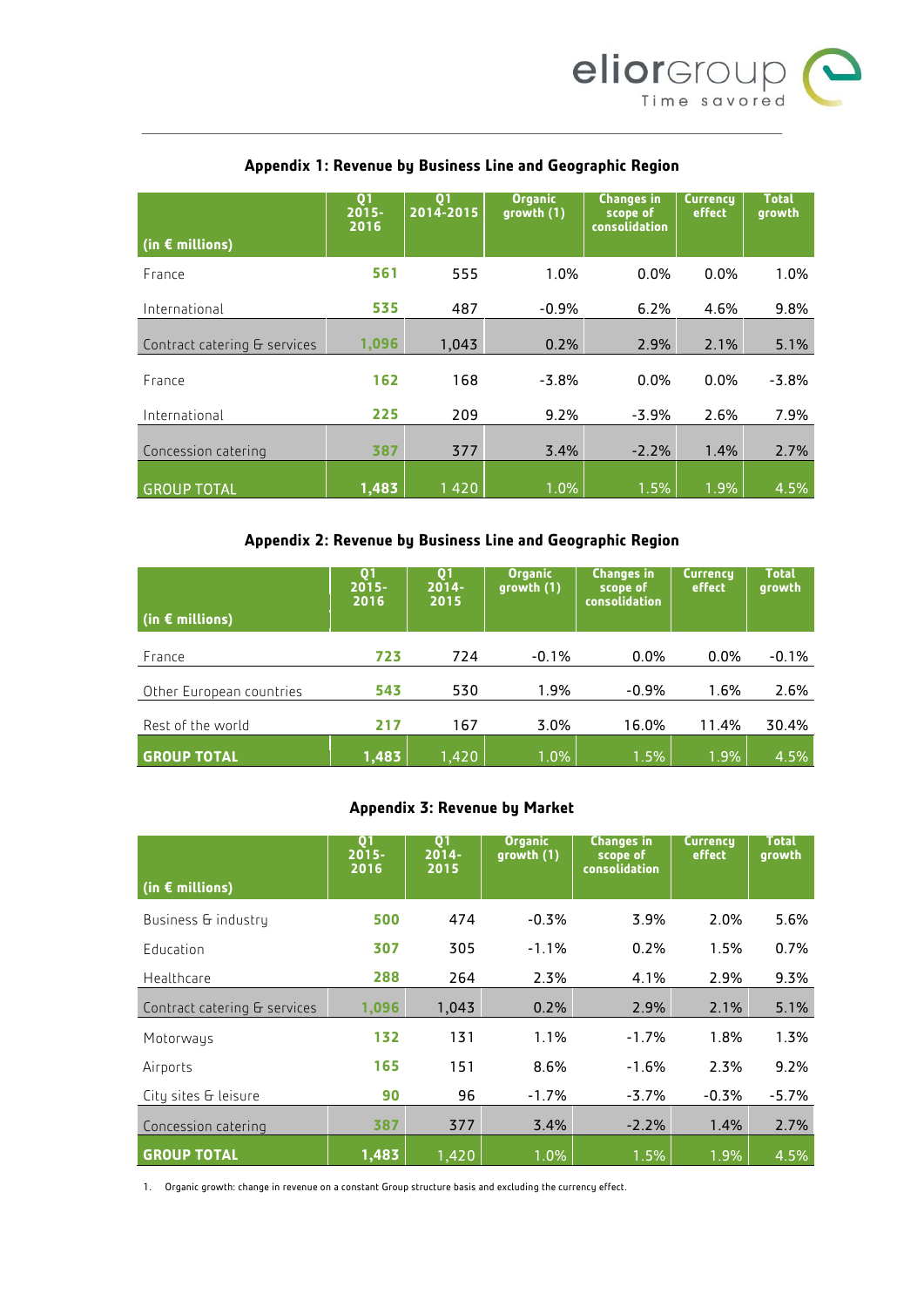## Appendix 1: Revenue by Business Line and Geographic Region

| (in € millions) | Q1 2015-2016 | Q1 2014-2015 | Organic growth (1) | Changes in scope of consolidation | Currency effect | Total growth |
|---|---|---|---|---|---|---|
| France | **561** | 555 | 1.0% | 0.0% | 0.0% | 1.0% |
| International | **535** | 487 | -0.9% | 6.2% | 4.6% | 9.8% |
| Contract catering & services | **1,096** | 1,043 | 0.2% | 2.9% | 2.1% | 5.1% |
| France | **162** | 168 | -3.8% | 0.0% | 0.0% | -3.8% |
| International | **225** | 209 | 9.2% | -3.9% | 2.6% | 7.9% |
| Concession catering | **387** | 377 | 3.4% | -2.2% | 1.4% | 2.7% |
| GROUP TOTAL | **1,483** | 1 420 | 1.0% | 1.5% | 1.9% | 4.5% |

## Appendix 2: Revenue by Business Line and Geographic Region

| (in € millions) | Q1 2015-2016 | Q1 2014-2015 | Organic growth (1) | Changes in scope of consolidation | Currency effect | Total growth |
|---|---|---|---|---|---|---|
| France | **723** | 724 | -0.1% | 0.0% | 0.0% | -0.1% |
| Other European countries | **543** | 530 | 1.9% | -0.9% | 1.6% | 2.6% |
| Rest of the world | **217** | 167 | 3.0% | 16.0% | 11.4% | 30.4% |
| **GROUP TOTAL** | **1,483** | 1,420 | 1.0% | 1.5% | 1.9% | 4.5% |

## Appendix 3: Revenue by Market

| (in € millions) | Q1 2015-2016 | Q1 2014-2015 | Organic growth (1) | Changes in scope of consolidation | Currency effect | Total growth |
|---|---|---|---|---|---|---|
| Business & industry | **500** | 474 | -0.3% | 3.9% | 2.0% | 5.6% |
| Education | **307** | 305 | -1.1% | 0.2% | 1.5% | 0.7% |
| Healthcare | **288** | 264 | 2.3% | 4.1% | 2.9% | 9.3% |
| Contract catering & services | **1,096** | 1,043 | 0.2% | 2.9% | 2.1% | 5.1% |
| Motorways | **132** | 131 | 1.1% | -1.7% | 1.8% | 1.3% |
| Airports | **165** | 151 | 8.6% | -1.6% | 2.3% | 9.2% |
| City sites & leisure | **90** | 96 | -1.7% | -3.7% | -0.3% | -5.7% |
| Concession catering | **387** | 377 | 3.4% | -2.2% | 1.4% | 2.7% |
| **GROUP TOTAL** | **1,483** | 1,420 | 1.0% | 1.5% | 1.9% | 4.5% |

1. Organic growth: change in revenue on a constant Group structure basis and excluding the currency effect.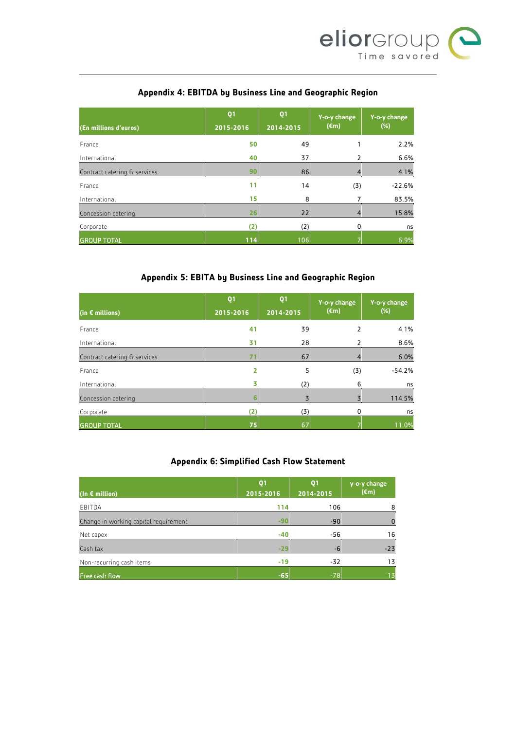## Appendix 4: EBITDA by Business Line and Geographic Region

| (En millions d'euros) | Q1 2015-2016 | Q1 2014-2015 | Y-o-y change (€m) | Y-o-y change (%) |
|---|---|---|---|---|
| France | 50 | 49 | 1 | 2.2% |
| International | 40 | 37 | 2 | 6.6% |
| Contract catering & services | 90 | 86 | 4 | 4.1% |
| France | 11 | 14 | (3) | -22.6% |
| International | 15 | 8 | 7 | 83.5% |
| Concession catering | 26 | 22 | 4 | 15.8% |
| Corporate | (2) | (2) | 0 | ns |
| GROUP TOTAL | 114 | 106 | 7 | 6.9% |

## Appendix 5: EBITA by Business Line and Geographic Region

| (in € millions) | Q1 2015-2016 | Q1 2014-2015 | Y-o-y change (€m) | Y-o-y change (%) |
|---|---|---|---|---|
| France | 41 | 39 | 2 | 4.1% |
| International | 31 | 28 | 2 | 8.6% |
| Contract catering & services | 71 | 67 | 4 | 6.0% |
| France | 2 | 5 | (3) | -54.2% |
| International | 3 | (2) | 6 | ns |
| Concession catering | 6 | 3 | 3 | 114.5% |
| Corporate | (2) | (3) | 0 | ns |
| GROUP TOTAL | 75 | 67 | 7 | 11.0% |

## Appendix 6: Simplified Cash Flow Statement

| (In € million) | Q1 2015-2016 | Q1 2014-2015 | y-o-y change (€m) |
|---|---|---|---|
| EBITDA | 114 | 106 | 8 |
| Change in working capital requirement | -90 | -90 | 0 |
| Net capex | -40 | -56 | 16 |
| Cash tax | -29 | -6 | -23 |
| Non-recurring cash items | -19 | -32 | 13 |
| Free cash flow | -65 | -78 | 13 |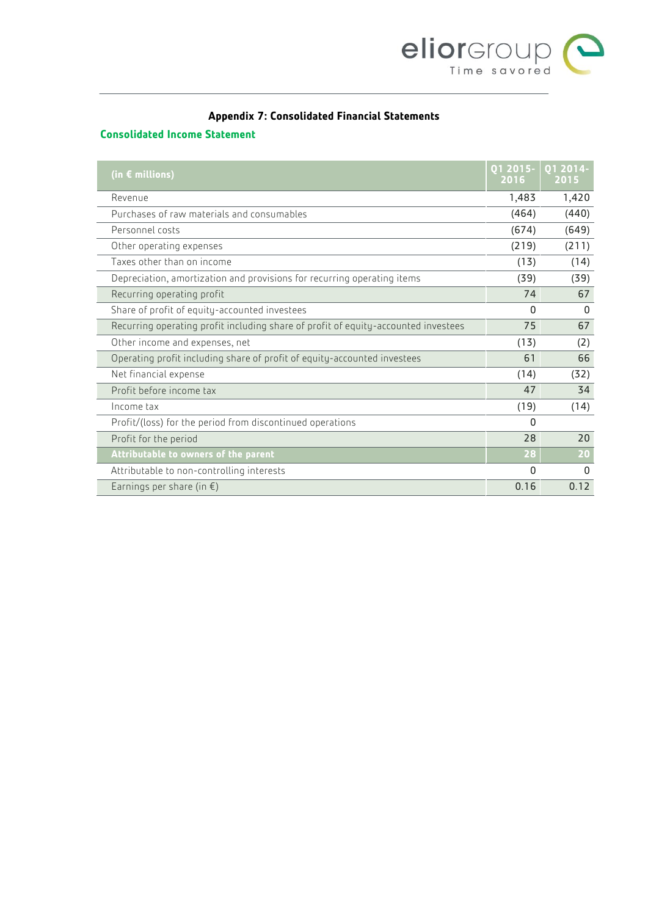## Appendix 7: Consolidated Financial Statements

### Consolidated Income Statement

| (in € millions) | Q1 2015-2016 | Q1 2014-2015 |
|---|---|---|
| Revenue | 1,483 | 1,420 |
| Purchases of raw materials and consumables | (464) | (440) |
| Personnel costs | (674) | (649) |
| Other operating expenses | (219) | (211) |
| Taxes other than on income | (13) | (14) |
| Depreciation, amortization and provisions for recurring operating items | (39) | (39) |
| Recurring operating profit | 74 | 67 |
| Share of profit of equity-accounted investees | 0 | 0 |
| Recurring operating profit including share of profit of equity-accounted investees | 75 | 67 |
| Other income and expenses, net | (13) | (2) |
| Operating profit including share of profit of equity-accounted investees | 61 | 66 |
| Net financial expense | (14) | (32) |
| Profit before income tax | 47 | 34 |
| Income tax | (19) | (14) |
| Profit/(loss) for the period from discontinued operations | 0 | |
| Profit for the period | 28 | 20 |
| **Attributable to owners of the parent** | **28** | **20** |
| Attributable to non-controlling interests | 0 | 0 |
| Earnings per share (in €) | 0.16 | 0.12 |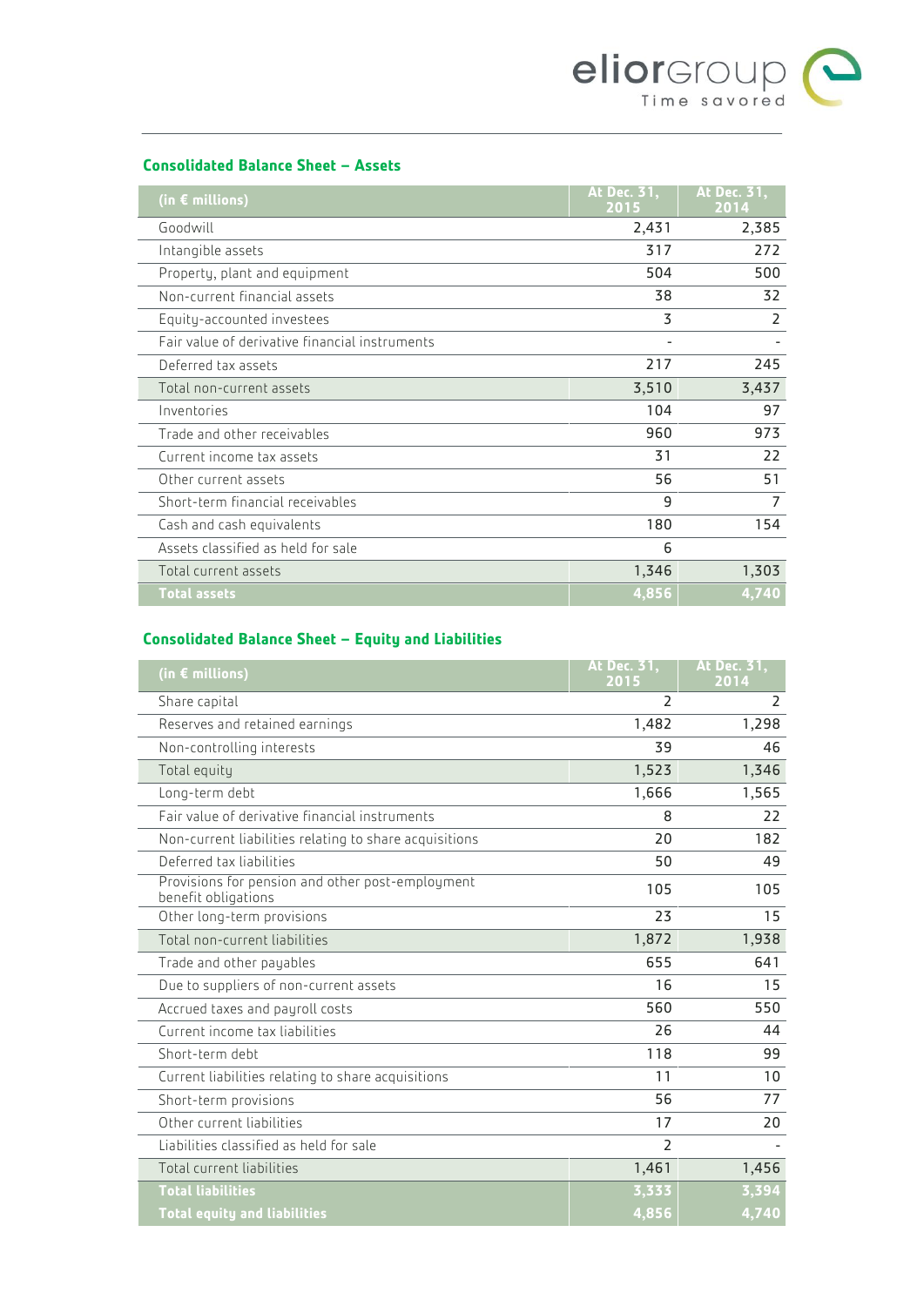## Consolidated Balance Sheet – Assets

| (in € millions) | At Dec. 31, 2015 | At Dec. 31, 2014 |
|---|---|---|
| Goodwill | 2,431 | 2,385 |
| Intangible assets | 317 | 272 |
| Property, plant and equipment | 504 | 500 |
| Non-current financial assets | 38 | 32 |
| Equity-accounted investees | 3 | 2 |
| Fair value of derivative financial instruments | - | - |
| Deferred tax assets | 217 | 245 |
| Total non-current assets | 3,510 | 3,437 |
| Inventories | 104 | 97 |
| Trade and other receivables | 960 | 973 |
| Current income tax assets | 31 | 22 |
| Other current assets | 56 | 51 |
| Short-term financial receivables | 9 | 7 |
| Cash and cash equivalents | 180 | 154 |
| Assets classified as held for sale | 6 | |
| Total current assets | 1,346 | 1,303 |
| **Total assets** | **4,856** | **4,740** |

## Consolidated Balance Sheet – Equity and Liabilities

| (in € millions) | At Dec. 31, 2015 | At Dec. 31, 2014 |
|---|---|---|
| Share capital | 2 | 2 |
| Reserves and retained earnings | 1,482 | 1,298 |
| Non-controlling interests | 39 | 46 |
| Total equity | 1,523 | 1,346 |
| Long-term debt | 1,666 | 1,565 |
| Fair value of derivative financial instruments | 8 | 22 |
| Non-current liabilities relating to share acquisitions | 20 | 182 |
| Deferred tax liabilities | 50 | 49 |
| Provisions for pension and other post-employment benefit obligations | 105 | 105 |
| Other long-term provisions | 23 | 15 |
| Total non-current liabilities | 1,872 | 1,938 |
| Trade and other payables | 655 | 641 |
| Due to suppliers of non-current assets | 16 | 15 |
| Accrued taxes and payroll costs | 560 | 550 |
| Current income tax liabilities | 26 | 44 |
| Short-term debt | 118 | 99 |
| Current liabilities relating to share acquisitions | 11 | 10 |
| Short-term provisions | 56 | 77 |
| Other current liabilities | 17 | 20 |
| Liabilities classified as held for sale | 2 | - |
| Total current liabilities | 1,461 | 1,456 |
| **Total liabilities** | **3,333** | **3,394** |
| **Total equity and liabilities** | **4,856** | **4,740** |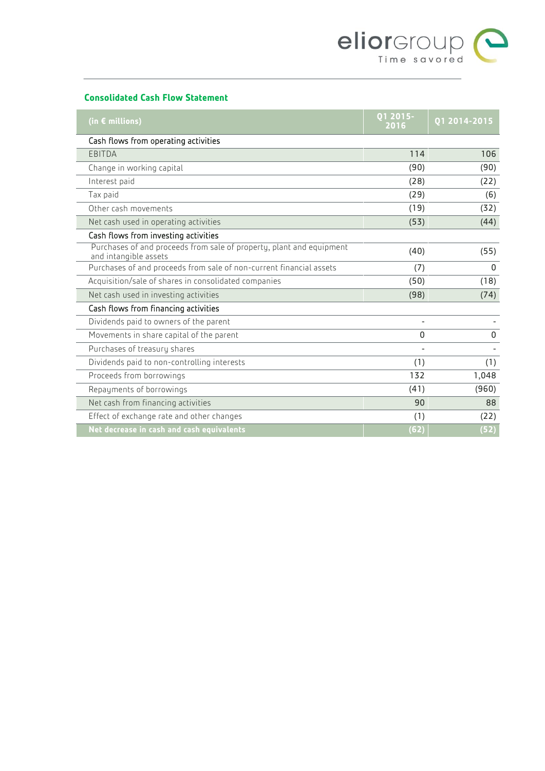## Consolidated Cash Flow Statement

| (in € millions) | Q1 2015-2016 | Q1 2014-2015 |
|---|---|---|
| Cash flows from operating activities | | |
| EBITDA | 114 | 106 |
| Change in working capital | (90) | (90) |
| Interest paid | (28) | (22) |
| Tax paid | (29) | (6) |
| Other cash movements | (19) | (32) |
| Net cash used in operating activities | (53) | (44) |
| Cash flows from investing activities | | |
| Purchases of and proceeds from sale of property, plant and equipment and intangible assets | (40) | (55) |
| Purchases of and proceeds from sale of non-current financial assets | (7) | 0 |
| Acquisition/sale of shares in consolidated companies | (50) | (18) |
| Net cash used in investing activities | (98) | (74) |
| Cash flows from financing activities | | |
| Dividends paid to owners of the parent | - | - |
| Movements in share capital of the parent | 0 | 0 |
| Purchases of treasury shares | - | - |
| Dividends paid to non-controlling interests | (1) | (1) |
| Proceeds from borrowings | 132 | 1,048 |
| Repayments of borrowings | (41) | (960) |
| Net cash from financing activities | 90 | 88 |
| Effect of exchange rate and other changes | (1) | (22) |
| **Net decrease in cash and cash equivalents** | **(62)** | **(52)** |